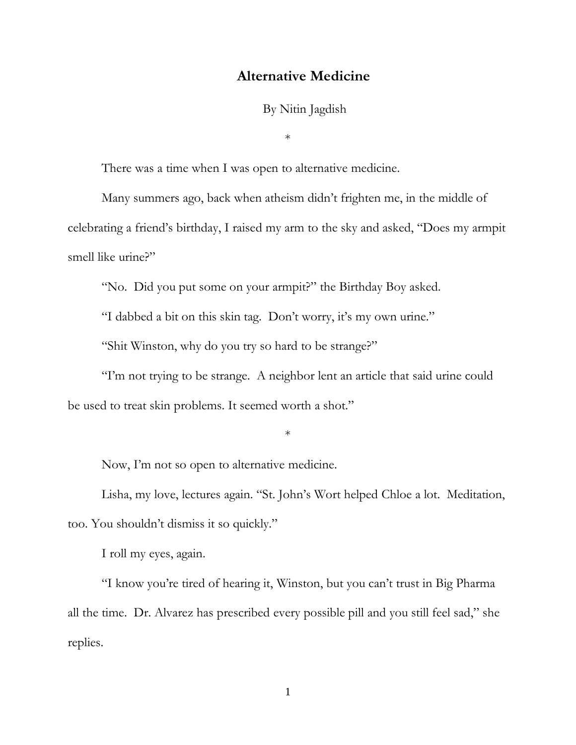# Alternative Medicine

By Nitin Jagdish

*

There was a time when I was open to alternative medicine.

Many summers ago, back when atheism didn't frighten me, in the middle of celebrating a friend's birthday, I raised my arm to the sky and asked, "Does my armpit smell like urine?"

"No. Did you put some on your armpit?" the Birthday Boy asked.

"I dabbed a bit on this skin tag. Don't worry, it's my own urine."

"Shit Winston, why do you try so hard to be strange?"

"I'm not trying to be strange. A neighbor lent an article that said urine could be used to treat skin problems. It seemed worth a shot."

*

Now, I'm not so open to alternative medicine.

Lisha, my love, lectures again. "St. John's Wort helped Chloe a lot. Meditation, too. You shouldn't dismiss it so quickly."

I roll my eyes, again.

"I know you're tired of hearing it, Winston, but you can't trust in Big Pharma all the time. Dr. Alvarez has prescribed every possible pill and you still feel sad," she replies.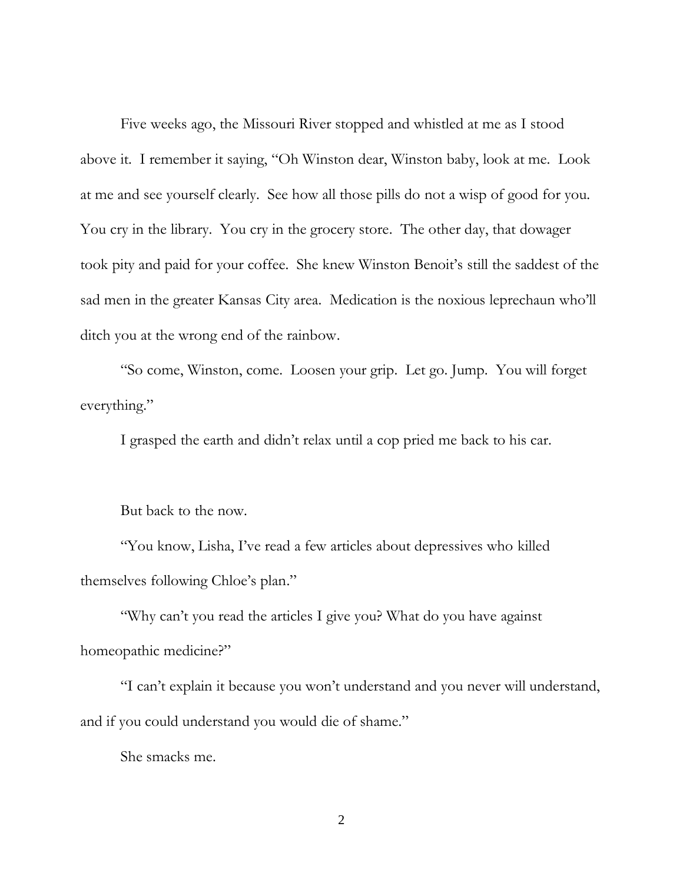Five weeks ago, the Missouri River stopped and whistled at me as I stood above it. I remember it saying, "Oh Winston dear, Winston baby, look at me. Look at me and see yourself clearly. See how all those pills do not a wisp of good for you. You cry in the library. You cry in the grocery store. The other day, that dowager took pity and paid for your coffee. She knew Winston Benoit's still the saddest of the sad men in the greater Kansas City area. Medication is the noxious leprechaun who'll ditch you at the wrong end of the rainbow.

"So come, Winston, come. Loosen your grip. Let go. Jump. You will forget everything."

I grasped the earth and didn't relax until a cop pried me back to his car.

But back to the now.

"You know, Lisha, I've read a few articles about depressives who killed themselves following Chloe's plan."

"Why can't you read the articles I give you? What do you have against homeopathic medicine?"

"I can't explain it because you won't understand and you never will understand, and if you could understand you would die of shame."

She smacks me.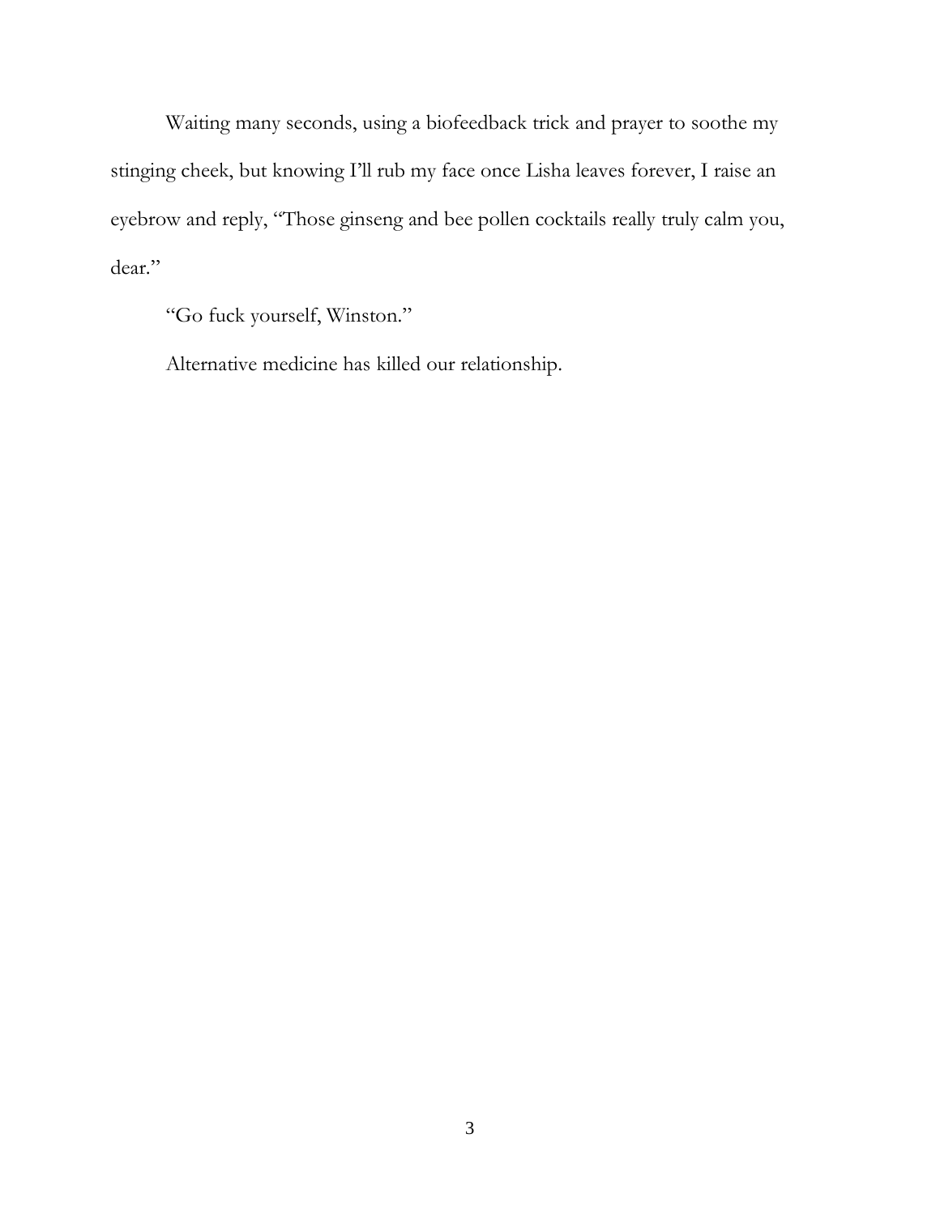Waiting many seconds, using a biofeedback trick and prayer to soothe my stinging cheek, but knowing I'll rub my face once Lisha leaves forever, I raise an eyebrow and reply, "Those ginseng and bee pollen cocktails really truly calm you, dear."

"Go fuck yourself, Winston."

Alternative medicine has killed our relationship.